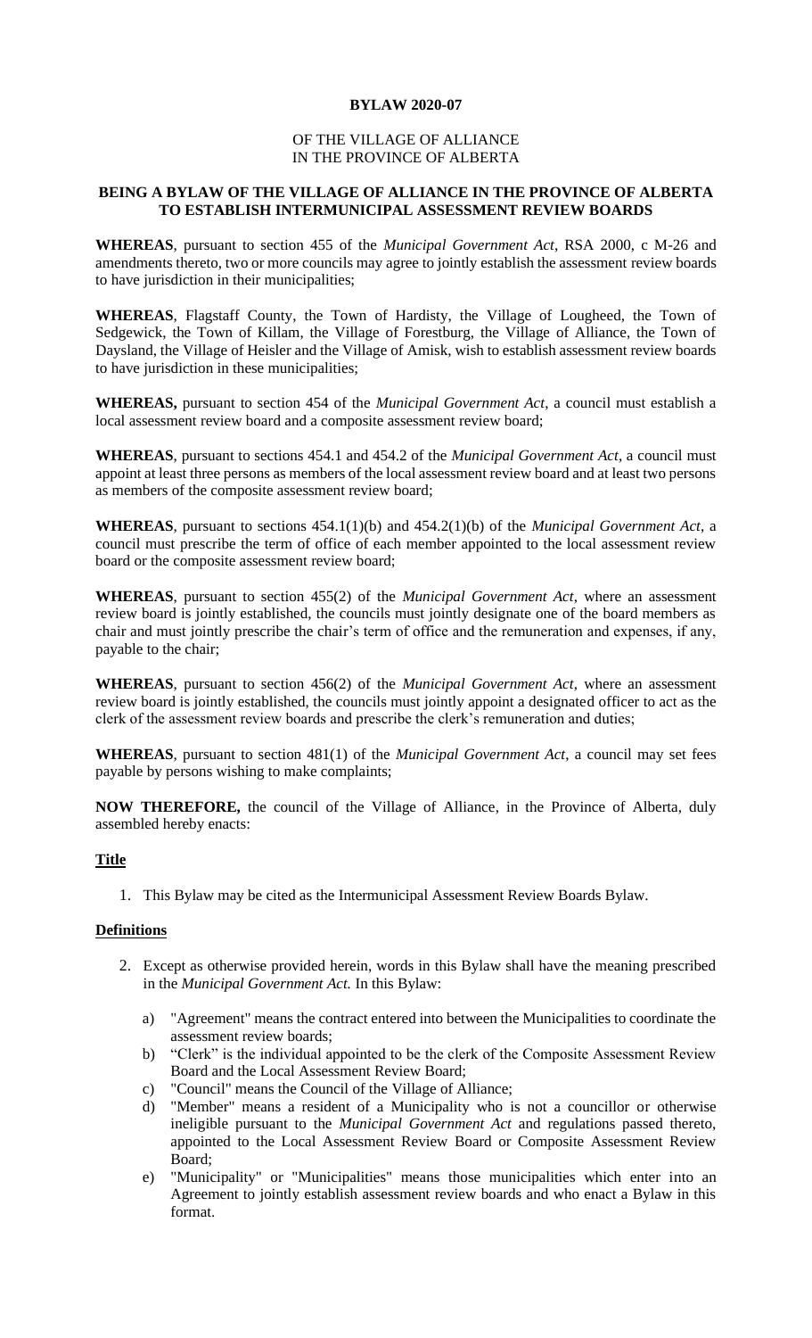# BYLAW 2020-07

OF THE VILLAGE OF ALLIANCE
IN THE PROVINCE OF ALBERTA

## BEING A BYLAW OF THE VILLAGE OF ALLIANCE IN THE PROVINCE OF ALBERTA TO ESTABLISH INTERMUNICIPAL ASSESSMENT REVIEW BOARDS

**WHEREAS**, pursuant to section 455 of the *Municipal Government Act*, RSA 2000, c M-26 and amendments thereto, two or more councils may agree to jointly establish the assessment review boards to have jurisdiction in their municipalities;

**WHEREAS**, Flagstaff County, the Town of Hardisty, the Village of Lougheed, the Town of Sedgewick, the Town of Killam, the Village of Forestburg, the Village of Alliance, the Town of Daysland, the Village of Heisler and the Village of Amisk, wish to establish assessment review boards to have jurisdiction in these municipalities;

**WHEREAS,** pursuant to section 454 of the *Municipal Government Act*, a council must establish a local assessment review board and a composite assessment review board;

**WHEREAS**, pursuant to sections 454.1 and 454.2 of the *Municipal Government Act*, a council must appoint at least three persons as members of the local assessment review board and at least two persons as members of the composite assessment review board;

**WHEREAS**, pursuant to sections 454.1(1)(b) and 454.2(1)(b) of the *Municipal Government Act*, a council must prescribe the term of office of each member appointed to the local assessment review board or the composite assessment review board;

**WHEREAS**, pursuant to section 455(2) of the *Municipal Government Act*, where an assessment review board is jointly established, the councils must jointly designate one of the board members as chair and must jointly prescribe the chair's term of office and the remuneration and expenses, if any, payable to the chair;

**WHEREAS**, pursuant to section 456(2) of the *Municipal Government Act*, where an assessment review board is jointly established, the councils must jointly appoint a designated officer to act as the clerk of the assessment review boards and prescribe the clerk's remuneration and duties;

**WHEREAS**, pursuant to section 481(1) of the *Municipal Government Act*, a council may set fees payable by persons wishing to make complaints;

**NOW THEREFORE,** the council of the Village of Alliance, in the Province of Alberta, duly assembled hereby enacts:

### Title

1. This Bylaw may be cited as the Intermunicipal Assessment Review Boards Bylaw.

### Definitions

2. Except as otherwise provided herein, words in this Bylaw shall have the meaning prescribed in the *Municipal Government Act.* In this Bylaw:

   a) "Agreement" means the contract entered into between the Municipalities to coordinate the assessment review boards;
   b) "Clerk" is the individual appointed to be the clerk of the Composite Assessment Review Board and the Local Assessment Review Board;
   c) "Council" means the Council of the Village of Alliance;
   d) "Member" means a resident of a Municipality who is not a councillor or otherwise ineligible pursuant to the *Municipal Government Act* and regulations passed thereto, appointed to the Local Assessment Review Board or Composite Assessment Review Board;
   e) "Municipality" or "Municipalities" means those municipalities which enter into an Agreement to jointly establish assessment review boards and who enact a Bylaw in this format.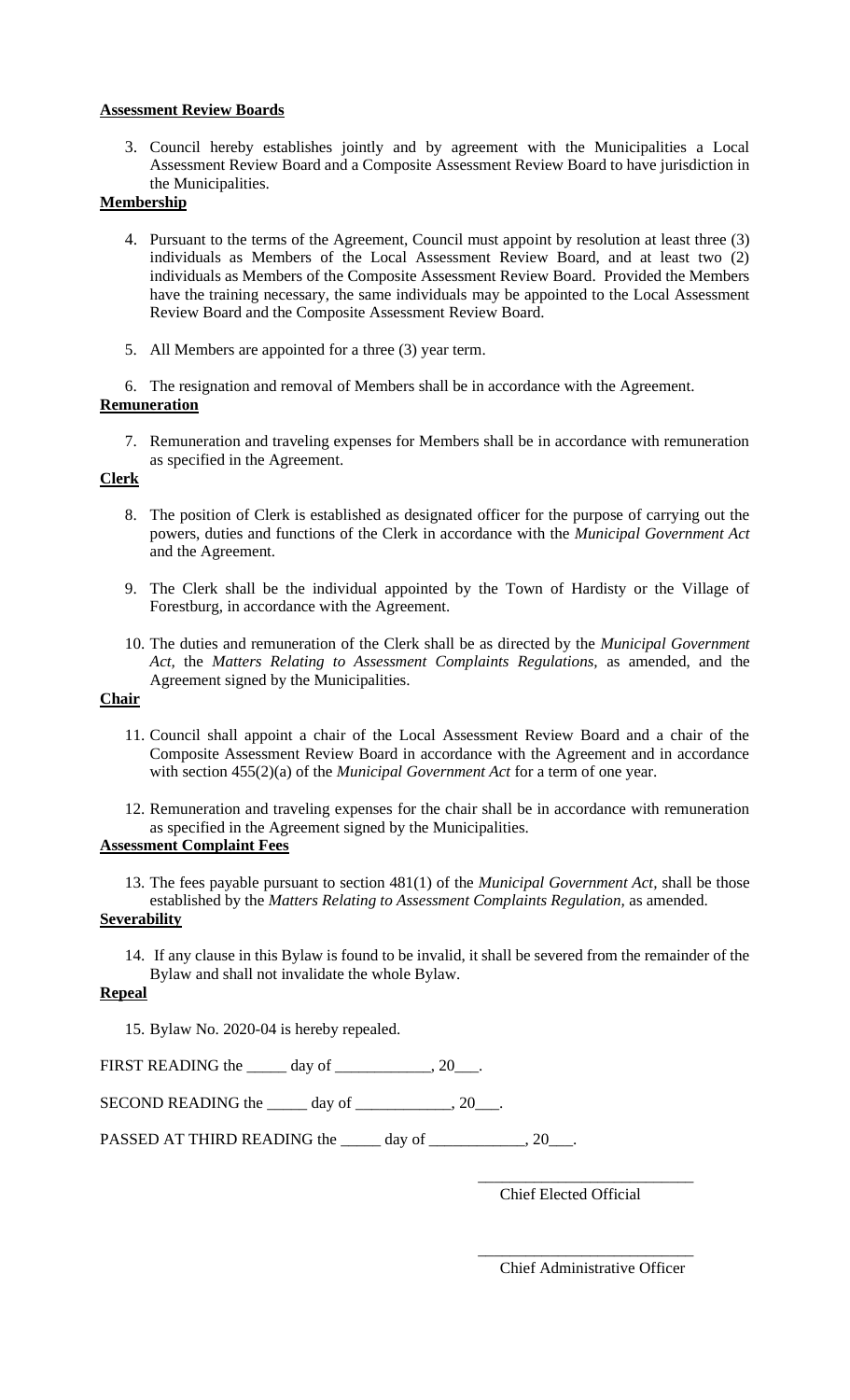**Assessment Review Boards**

3. Council hereby establishes jointly and by agreement with the Municipalities a Local Assessment Review Board and a Composite Assessment Review Board to have jurisdiction in the Municipalities.

**Membership**

4. Pursuant to the terms of the Agreement, Council must appoint by resolution at least three (3) individuals as Members of the Local Assessment Review Board, and at least two (2) individuals as Members of the Composite Assessment Review Board. Provided the Members have the training necessary, the same individuals may be appointed to the Local Assessment Review Board and the Composite Assessment Review Board.

5. All Members are appointed for a three (3) year term.

6. The resignation and removal of Members shall be in accordance with the Agreement.

**Remuneration**

7. Remuneration and traveling expenses for Members shall be in accordance with remuneration as specified in the Agreement.

**Clerk**

8. The position of Clerk is established as designated officer for the purpose of carrying out the powers, duties and functions of the Clerk in accordance with the *Municipal Government Act* and the Agreement.

9. The Clerk shall be the individual appointed by the Town of Hardisty or the Village of Forestburg, in accordance with the Agreement.

10. The duties and remuneration of the Clerk shall be as directed by the *Municipal Government Act,* the *Matters Relating to Assessment Complaints Regulations,* as amended, and the Agreement signed by the Municipalities.

**Chair**

11. Council shall appoint a chair of the Local Assessment Review Board and a chair of the Composite Assessment Review Board in accordance with the Agreement and in accordance with section 455(2)(a) of the *Municipal Government Act* for a term of one year.

12. Remuneration and traveling expenses for the chair shall be in accordance with remuneration as specified in the Agreement signed by the Municipalities.

**Assessment Complaint Fees**

13. The fees payable pursuant to section 481(1) of the *Municipal Government Act,* shall be those established by the *Matters Relating to Assessment Complaints Regulation,* as amended.

**Severability**

14. If any clause in this Bylaw is found to be invalid, it shall be severed from the remainder of the Bylaw and shall not invalidate the whole Bylaw.

**Repeal**

15. Bylaw No. 2020-04 is hereby repealed.

FIRST READING the _____ day of ____________, 20___.

SECOND READING the _____ day of ____________, 20___.

PASSED AT THIRD READING the _____ day of ____________, 20___.

___________________________
Chief Elected Official

___________________________
Chief Administrative Officer